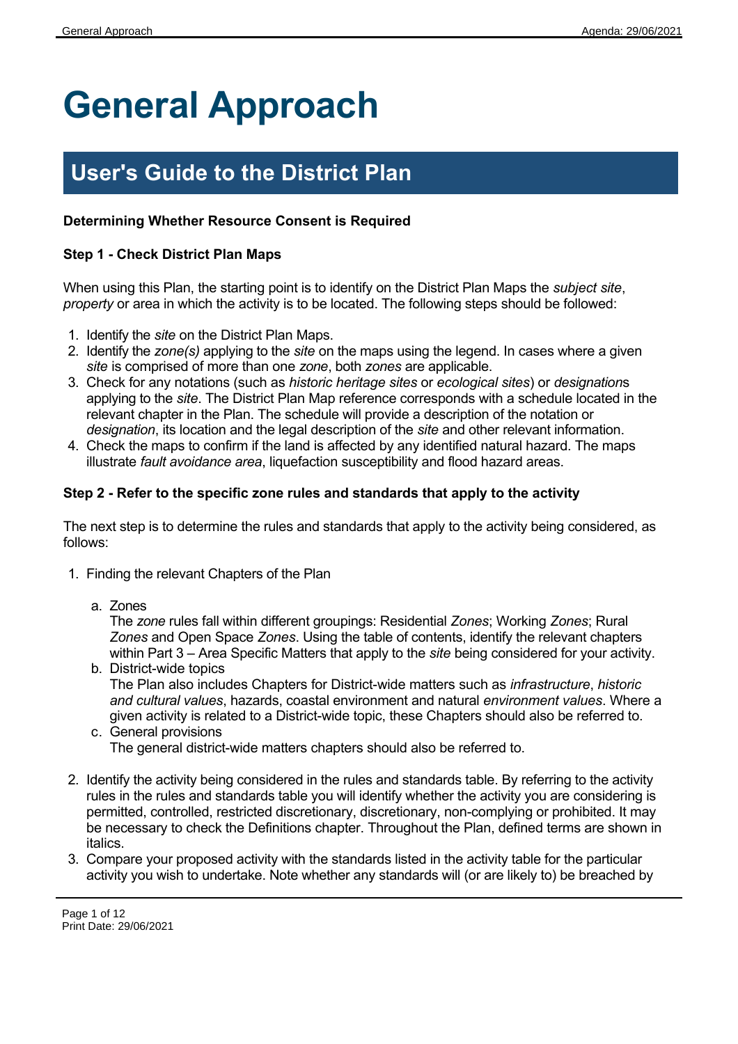# General Approach

## User's Guide to the District Plan

**Determining Whether Resource Consent is Required**

**Step 1 - Check District Plan Maps**

When using this Plan, the starting point is to identify on the District Plan Maps the *subject site*, *property* or area in which the activity is to be located. The following steps should be followed:

1. Identify the *site* on the District Plan Maps.
2. Identify the *zone(s)* applying to the *site* on the maps using the legend. In cases where a given *site* is comprised of more than one *zone*, both *zones* are applicable.
3. Check for any notations (such as *historic heritage sites* or *ecological sites*) or *designation*s applying to the *site*. The District Plan Map reference corresponds with a schedule located in the relevant chapter in the Plan. The schedule will provide a description of the notation or *designation*, its location and the legal description of the *site* and other relevant information.
4. Check the maps to confirm if the land is affected by any identified natural hazard. The maps illustrate *fault avoidance area*, liquefaction susceptibility and flood hazard areas.

**Step 2 - Refer to the specific zone rules and standards that apply to the activity**

The next step is to determine the rules and standards that apply to the activity being considered, as follows:

1. Finding the relevant Chapters of the Plan

    a. Zones
    The *zone* rules fall within different groupings: Residential *Zones*; Working *Zones*; Rural *Zones* and Open Space *Zones*. Using the table of contents, identify the relevant chapters within Part 3 – Area Specific Matters that apply to the *site* being considered for your activity.

    b. District-wide topics
    The Plan also includes Chapters for District-wide matters such as *infrastructure*, *historic and cultural values*, hazards, coastal environment and natural *environment values*. Where a given activity is related to a District-wide topic, these Chapters should also be referred to.

    c. General provisions
    The general district-wide matters chapters should also be referred to.

2. Identify the activity being considered in the rules and standards table. By referring to the activity rules in the rules and standards table you will identify whether the activity you are considering is permitted, controlled, restricted discretionary, discretionary, non-complying or prohibited. It may be necessary to check the Definitions chapter. Throughout the Plan, defined terms are shown in italics.
3. Compare your proposed activity with the standards listed in the activity table for the particular activity you wish to undertake. Note whether any standards will (or are likely to) be breached by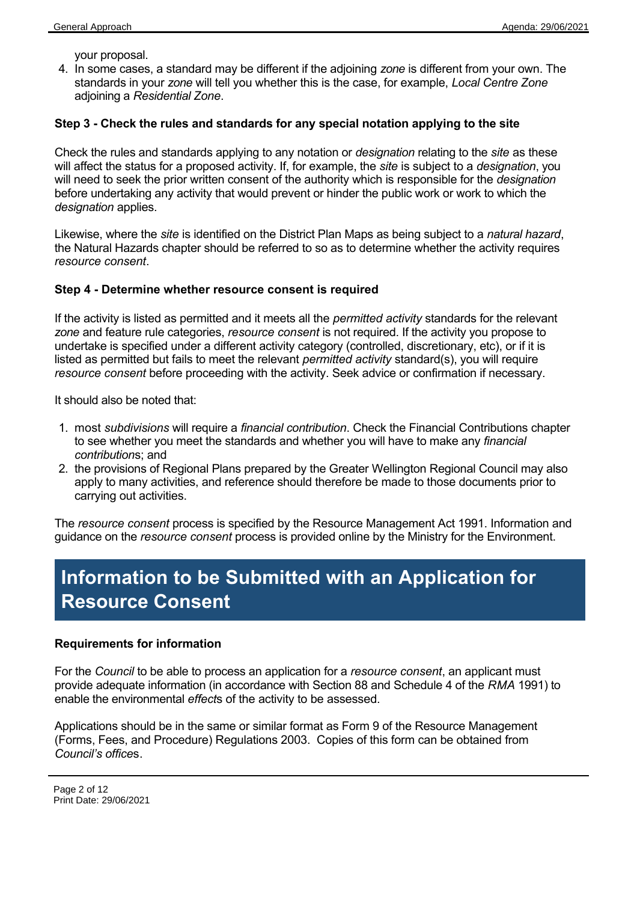your proposal.

4. In some cases, a standard may be different if the adjoining *zone* is different from your own. The standards in your *zone* will tell you whether this is the case, for example, *Local Centre Zone* adjoining a *Residential Zone*.

**Step 3 - Check the rules and standards for any special notation applying to the site**

Check the rules and standards applying to any notation or *designation* relating to the *site* as these will affect the status for a proposed activity. If, for example, the *site* is subject to a *designation*, you will need to seek the prior written consent of the authority which is responsible for the *designation* before undertaking any activity that would prevent or hinder the public work or work to which the *designation* applies.

Likewise, where the *site* is identified on the District Plan Maps as being subject to a *natural hazard*, the Natural Hazards chapter should be referred to so as to determine whether the activity requires *resource consent*.

**Step 4 - Determine whether resource consent is required**

If the activity is listed as permitted and it meets all the *permitted activity* standards for the relevant *zone* and feature rule categories, *resource consent* is not required. If the activity you propose to undertake is specified under a different activity category (controlled, discretionary, etc), or if it is listed as permitted but fails to meet the relevant *permitted activity* standard(s), you will require *resource consent* before proceeding with the activity. Seek advice or confirmation if necessary.

It should also be noted that:

1. most *subdivisions* will require a *financial contribution*. Check the Financial Contributions chapter to see whether you meet the standards and whether you will have to make any *financial contribution*s; and
2. the provisions of Regional Plans prepared by the Greater Wellington Regional Council may also apply to many activities, and reference should therefore be made to those documents prior to carrying out activities.

The *resource consent* process is specified by the Resource Management Act 1991. Information and guidance on the *resource consent* process is provided online by the Ministry for the Environment.

# Information to be Submitted with an Application for Resource Consent

**Requirements for information**

For the *Council* to be able to process an application for a *resource consent*, an applicant must provide adequate information (in accordance with Section 88 and Schedule 4 of the *RMA* 1991) to enable the environmental *effect*s of the activity to be assessed.

Applications should be in the same or similar format as Form 9 of the Resource Management (Forms, Fees, and Procedure) Regulations 2003. Copies of this form can be obtained from *Council's office*s.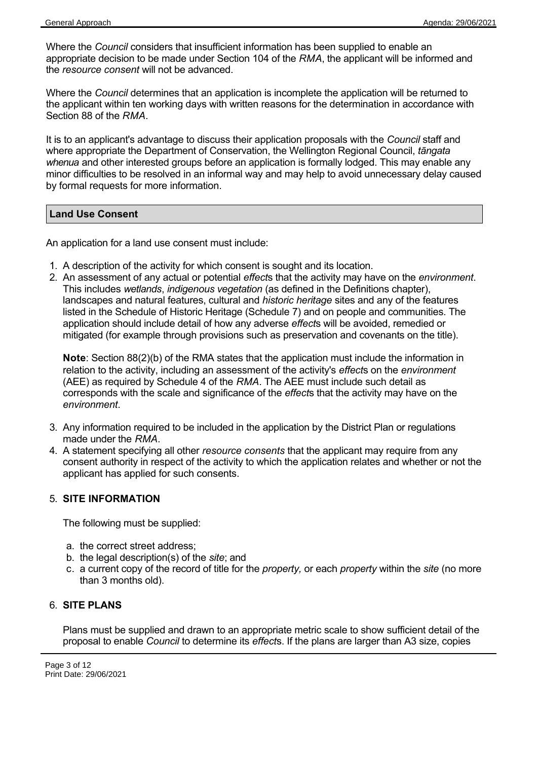Where the *Council* considers that insufficient information has been supplied to enable an appropriate decision to be made under Section 104 of the *RMA*, the applicant will be informed and the *resource consent* will not be advanced.

Where the *Council* determines that an application is incomplete the application will be returned to the applicant within ten working days with written reasons for the determination in accordance with Section 88 of the *RMA*.

It is to an applicant's advantage to discuss their application proposals with the *Council* staff and where appropriate the Department of Conservation, the Wellington Regional Council, *tāngata whenua* and other interested groups before an application is formally lodged. This may enable any minor difficulties to be resolved in an informal way and may help to avoid unnecessary delay caused by formal requests for more information.

## Land Use Consent

An application for a land use consent must include:

1. A description of the activity for which consent is sought and its location.
2. An assessment of any actual or potential *effect*s that the activity may have on the *environment*. This includes *wetlands*, *indigenous vegetation* (as defined in the Definitions chapter), landscapes and natural features, cultural and *historic heritage* sites and any of the features listed in the Schedule of Historic Heritage (Schedule 7) and on people and communities. The application should include detail of how any adverse *effect*s will be avoided, remedied or mitigated (for example through provisions such as preservation and covenants on the title).

   **Note**: Section 88(2)(b) of the RMA states that the application must include the information in relation to the activity, including an assessment of the activity's *effect*s on the *environment* (AEE) as required by Schedule 4 of the *RMA*. The AEE must include such detail as corresponds with the scale and significance of the *effect*s that the activity may have on the *environment*.

3. Any information required to be included in the application by the District Plan or regulations made under the *RMA*.
4. A statement specifying all other *resource consents* that the applicant may require from any consent authority in respect of the activity to which the application relates and whether or not the applicant has applied for such consents.
5. **SITE INFORMATION**

   The following must be supplied:

   a. the correct street address;
   b. the legal description(s) of the *site*; and
   c. a current copy of the record of title for the *property,* or each *property* within the *site* (no more than 3 months old).

6. **SITE PLANS**

   Plans must be supplied and drawn to an appropriate metric scale to show sufficient detail of the proposal to enable *Council* to determine its *effect*s. If the plans are larger than A3 size, copies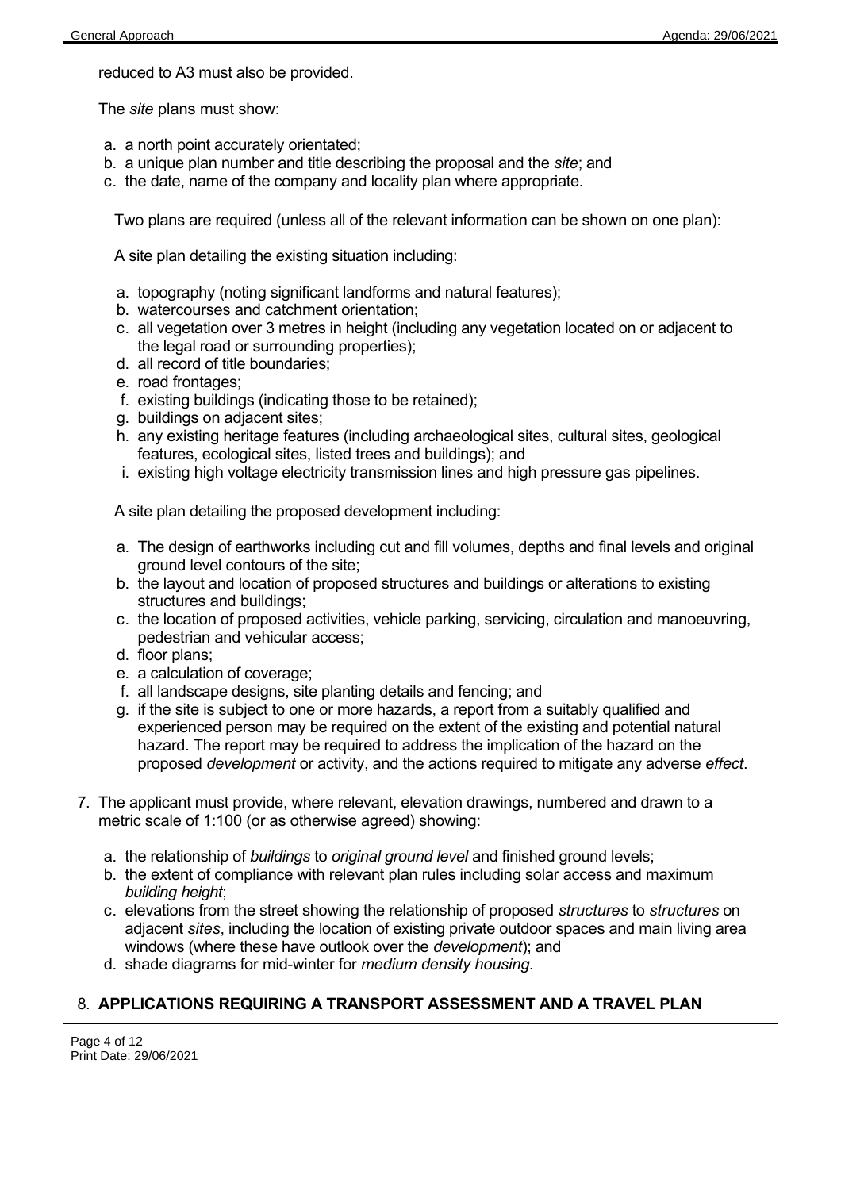reduced to A3 must also be provided.

The *site* plans must show:

a. a north point accurately orientated;
b. a unique plan number and title describing the proposal and the *site*; and
c. the date, name of the company and locality plan where appropriate.

Two plans are required (unless all of the relevant information can be shown on one plan):

A site plan detailing the existing situation including:

a. topography (noting significant landforms and natural features);
b. watercourses and catchment orientation;
c. all vegetation over 3 metres in height (including any vegetation located on or adjacent to the legal road or surrounding properties);
d. all record of title boundaries;
e. road frontages;
f. existing buildings (indicating those to be retained);
g. buildings on adjacent sites;
h. any existing heritage features (including archaeological sites, cultural sites, geological features, ecological sites, listed trees and buildings); and
i. existing high voltage electricity transmission lines and high pressure gas pipelines.

A site plan detailing the proposed development including:

a. The design of earthworks including cut and fill volumes, depths and final levels and original ground level contours of the site;
b. the layout and location of proposed structures and buildings or alterations to existing structures and buildings;
c. the location of proposed activities, vehicle parking, servicing, circulation and manoeuvring, pedestrian and vehicular access;
d. floor plans;
e. a calculation of coverage;
f. all landscape designs, site planting details and fencing; and
g. if the site is subject to one or more hazards, a report from a suitably qualified and experienced person may be required on the extent of the existing and potential natural hazard. The report may be required to address the implication of the hazard on the proposed *development* or activity, and the actions required to mitigate any adverse *effect*.

7. The applicant must provide, where relevant, elevation drawings, numbered and drawn to a metric scale of 1:100 (or as otherwise agreed) showing:

   a. the relationship of *buildings* to *original ground level* and finished ground levels;
   b. the extent of compliance with relevant plan rules including solar access and maximum *building height*;
   c. elevations from the street showing the relationship of proposed *structures* to *structures* on adjacent *sites*, including the location of existing private outdoor spaces and main living area windows (where these have outlook over the *development*); and
   d. shade diagrams for mid-winter for *medium density housing.*

## 8. APPLICATIONS REQUIRING A TRANSPORT ASSESSMENT AND A TRAVEL PLAN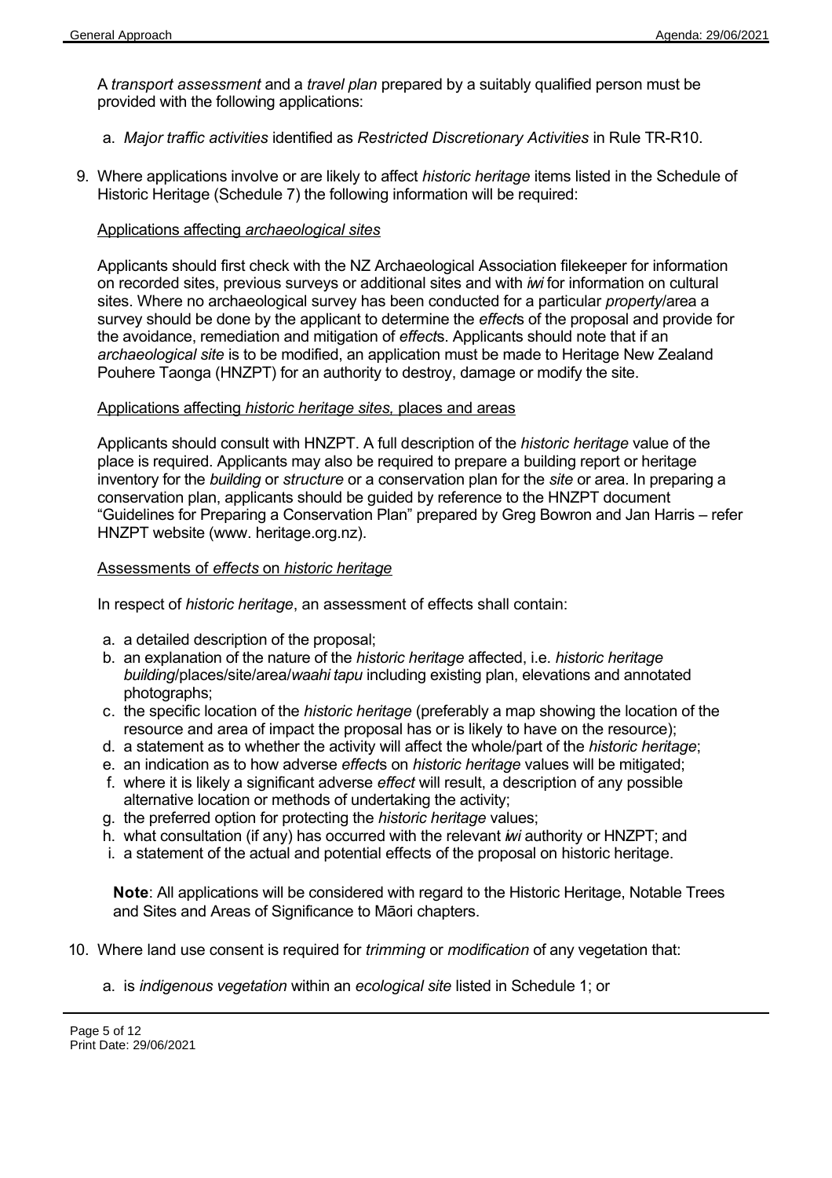A *transport assessment* and a *travel plan* prepared by a suitably qualified person must be provided with the following applications:

a. *Major traffic activities* identified as *Restricted Discretionary Activities* in Rule TR-R10.

9. Where applications involve or are likely to affect *historic heritage* items listed in the Schedule of Historic Heritage (Schedule 7) the following information will be required:

<u>Applications affecting *archaeological sites*</u>

Applicants should first check with the NZ Archaeological Association filekeeper for information on recorded sites, previous surveys or additional sites and with *iwi* for information on cultural sites. Where no archaeological survey has been conducted for a particular *property*/area a survey should be done by the applicant to determine the *effect*s of the proposal and provide for the avoidance, remediation and mitigation of *effect*s. Applicants should note that if an *archaeological site* is to be modified, an application must be made to Heritage New Zealand Pouhere Taonga (HNZPT) for an authority to destroy, damage or modify the site.

<u>Applications affecting *historic heritage sites,* places and areas</u>

Applicants should consult with HNZPT. A full description of the *historic heritage* value of the place is required. Applicants may also be required to prepare a building report or heritage inventory for the *building* or *structure* or a conservation plan for the *site* or area. In preparing a conservation plan, applicants should be guided by reference to the HNZPT document "Guidelines for Preparing a Conservation Plan" prepared by Greg Bowron and Jan Harris – refer HNZPT website (www. heritage.org.nz).

<u>Assessments of *effects* on *historic heritage*</u>

In respect of *historic heritage*, an assessment of effects shall contain:

a. a detailed description of the proposal;
b. an explanation of the nature of the *historic heritage* affected, i.e. *historic heritage building*/places/site/area/*waahi tapu* including existing plan, elevations and annotated photographs;
c. the specific location of the *historic heritage* (preferably a map showing the location of the resource and area of impact the proposal has or is likely to have on the resource);
d. a statement as to whether the activity will affect the whole/part of the *historic heritage*;
e. an indication as to how adverse *effect*s on *historic heritage* values will be mitigated;
f. where it is likely a significant adverse *effect* will result, a description of any possible alternative location or methods of undertaking the activity;
g. the preferred option for protecting the *historic heritage* values;
h. what consultation (if any) has occurred with the relevant *iwi* authority or HNZPT; and
i. a statement of the actual and potential effects of the proposal on historic heritage.

**Note**: All applications will be considered with regard to the Historic Heritage, Notable Trees and Sites and Areas of Significance to Māori chapters.

10. Where land use consent is required for *trimming* or *modification* of any vegetation that:

a. is *indigenous vegetation* within an *ecological site* listed in Schedule 1; or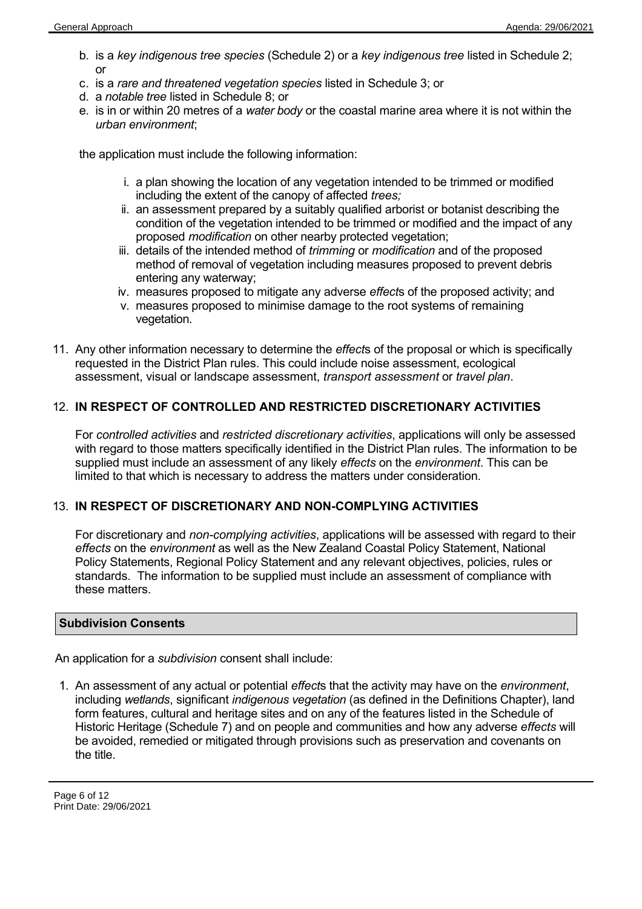b. is a *key indigenous tree species* (Schedule 2) or a *key indigenous tree* listed in Schedule 2; or
c. is a *rare and threatened vegetation species* listed in Schedule 3; or
d. a *notable tree* listed in Schedule 8; or
e. is in or within 20 metres of a *water body* or the coastal marine area where it is not within the *urban environment*;

the application must include the following information:

i. a plan showing the location of any vegetation intended to be trimmed or modified including the extent of the canopy of affected *trees;*
ii. an assessment prepared by a suitably qualified arborist or botanist describing the condition of the vegetation intended to be trimmed or modified and the impact of any proposed *modification* on other nearby protected vegetation;
iii. details of the intended method of *trimming* or *modification* and of the proposed method of removal of vegetation including measures proposed to prevent debris entering any waterway;
iv. measures proposed to mitigate any adverse *effect*s of the proposed activity; and
v. measures proposed to minimise damage to the root systems of remaining vegetation.

11. Any other information necessary to determine the *effect*s of the proposal or which is specifically requested in the District Plan rules. This could include noise assessment, ecological assessment, visual or landscape assessment, *transport assessment* or *travel plan*.

12. **IN RESPECT OF CONTROLLED AND RESTRICTED DISCRETIONARY ACTIVITIES**

For *controlled activities* and *restricted discretionary activities*, applications will only be assessed with regard to those matters specifically identified in the District Plan rules. The information to be supplied must include an assessment of any likely *effects* on the *environment*. This can be limited to that which is necessary to address the matters under consideration.

13. **IN RESPECT OF DISCRETIONARY AND NON-COMPLYING ACTIVITIES**

For discretionary and *non-complying activities*, applications will be assessed with regard to their *effects* on the *environment* as well as the New Zealand Coastal Policy Statement, National Policy Statements, Regional Policy Statement and any relevant objectives, policies, rules or standards. The information to be supplied must include an assessment of compliance with these matters.

## Subdivision Consents

An application for a *subdivision* consent shall include:

1. An assessment of any actual or potential *effect*s that the activity may have on the *environment*, including *wetlands*, significant *indigenous vegetation* (as defined in the Definitions Chapter), land form features, cultural and heritage sites and on any of the features listed in the Schedule of Historic Heritage (Schedule 7) and on people and communities and how any adverse *effects* will be avoided, remedied or mitigated through provisions such as preservation and covenants on the title.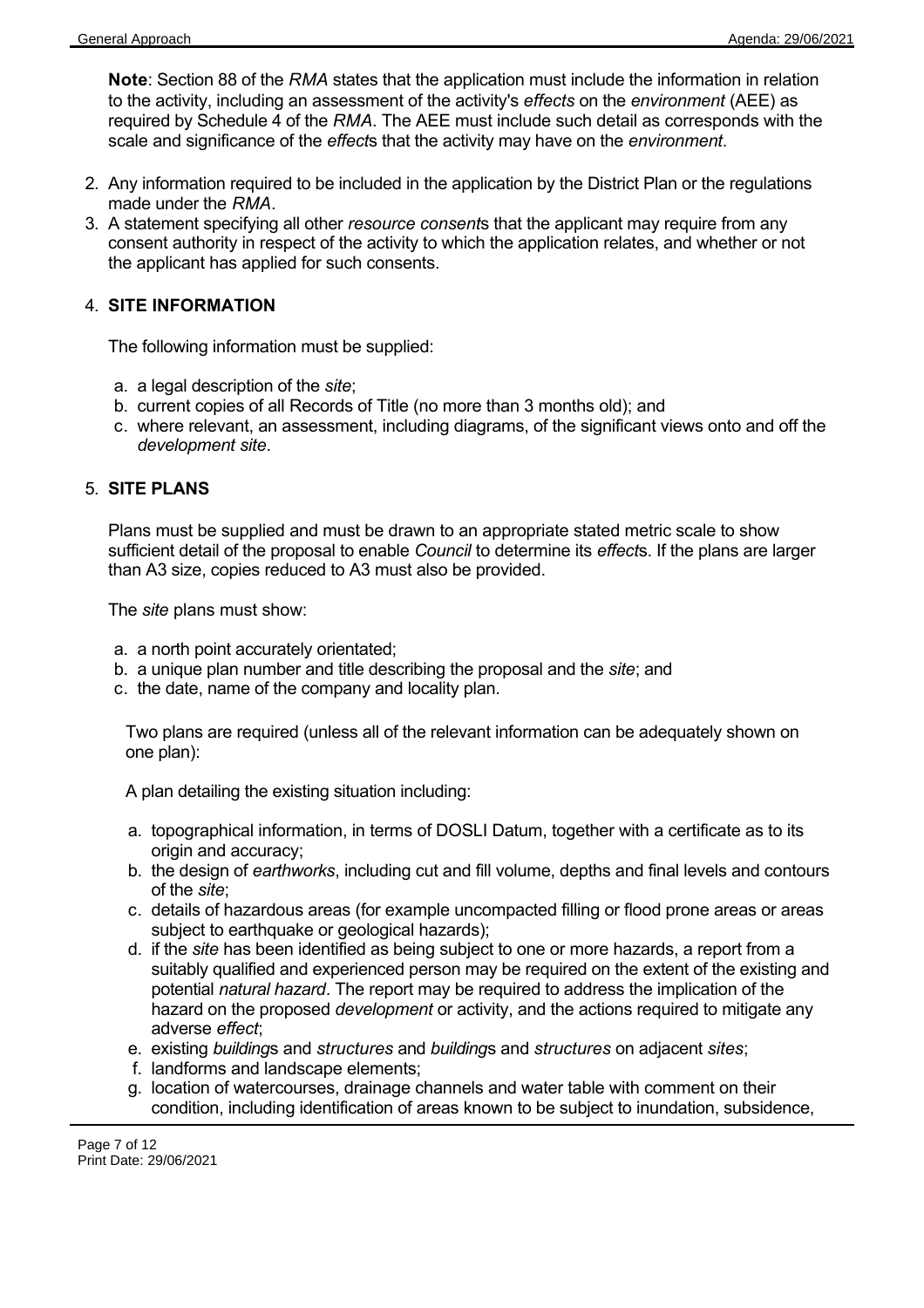**Note**: Section 88 of the *RMA* states that the application must include the information in relation to the activity, including an assessment of the activity's *effects* on the *environment* (AEE) as required by Schedule 4 of the *RMA*. The AEE must include such detail as corresponds with the scale and significance of the *effect*s that the activity may have on the *environment*.

2. Any information required to be included in the application by the District Plan or the regulations made under the *RMA*.
3. A statement specifying all other *resource consent*s that the applicant may require from any consent authority in respect of the activity to which the application relates, and whether or not the applicant has applied for such consents.

4. **SITE INFORMATION**

The following information must be supplied:

a. a legal description of the *site*;
b. current copies of all Records of Title (no more than 3 months old); and
c. where relevant, an assessment, including diagrams, of the significant views onto and off the *development site*.

5. **SITE PLANS**

Plans must be supplied and must be drawn to an appropriate stated metric scale to show sufficient detail of the proposal to enable *Council* to determine its *effect*s. If the plans are larger than A3 size, copies reduced to A3 must also be provided.

The *site* plans must show:

a. a north point accurately orientated;
b. a unique plan number and title describing the proposal and the *site*; and
c. the date, name of the company and locality plan.

Two plans are required (unless all of the relevant information can be adequately shown on one plan):

A plan detailing the existing situation including:

a. topographical information, in terms of DOSLI Datum, together with a certificate as to its origin and accuracy;
b. the design of *earthworks*, including cut and fill volume, depths and final levels and contours of the *site*;
c. details of hazardous areas (for example uncompacted filling or flood prone areas or areas subject to earthquake or geological hazards);
d. if the *site* has been identified as being subject to one or more hazards, a report from a suitably qualified and experienced person may be required on the extent of the existing and potential *natural hazard*. The report may be required to address the implication of the hazard on the proposed *development* or activity, and the actions required to mitigate any adverse *effect*;
e. existing *building*s and *structures* and *building*s and *structures* on adjacent *sites*;
f. landforms and landscape elements;
g. location of watercourses, drainage channels and water table with comment on their condition, including identification of areas known to be subject to inundation, subsidence,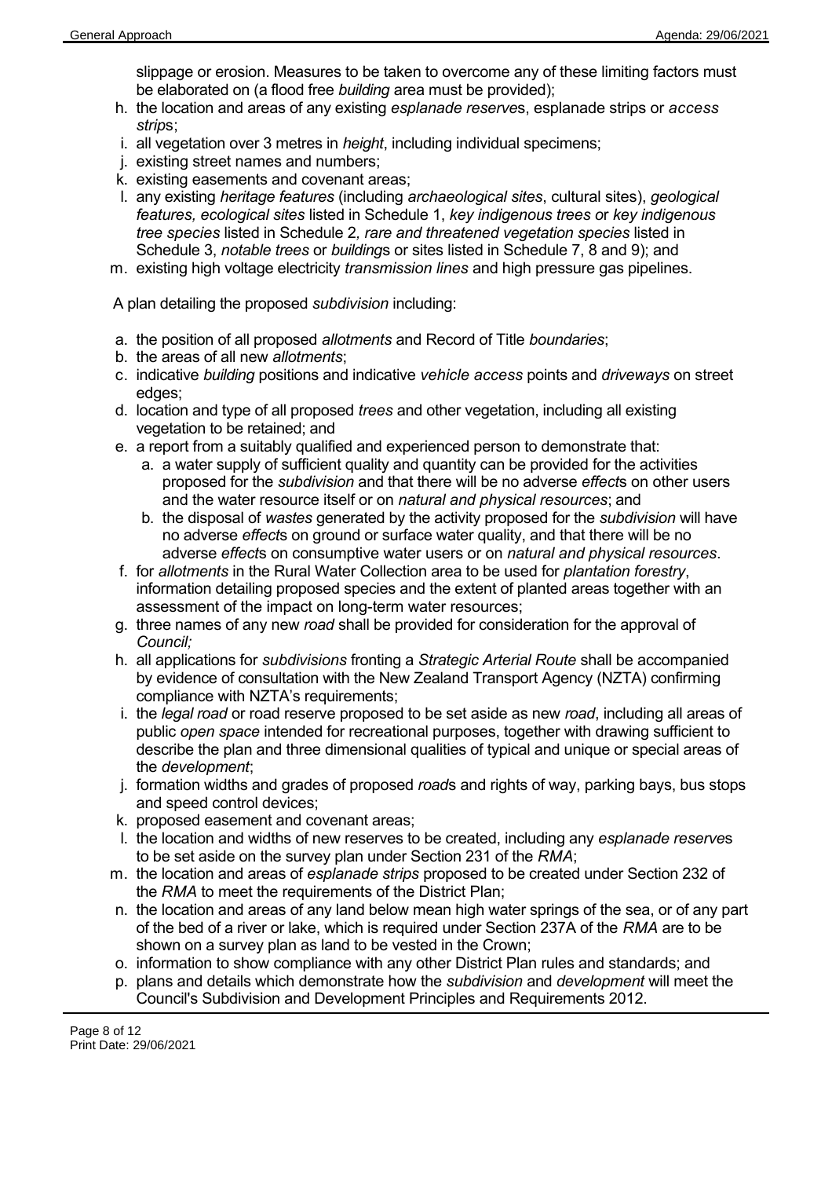slippage or erosion. Measures to be taken to overcome any of these limiting factors must be elaborated on (a flood free *building* area must be provided);

h. the location and areas of any existing *esplanade reserve*s, esplanade strips or *access strip*s;
i. all vegetation over 3 metres in *height*, including individual specimens;
j. existing street names and numbers;
k. existing easements and covenant areas;
l. any existing *heritage features* (including *archaeological sites*, cultural sites), *geological features, ecological sites* listed in Schedule 1, *key indigenous trees o*r *key indigenous tree species* listed in Schedule 2*, rare and threatened vegetation species* listed in Schedule 3, *notable trees* or *building*s or sites listed in Schedule 7, 8 and 9); and
m. existing high voltage electricity *transmission lines* and high pressure gas pipelines.

A plan detailing the proposed *subdivision* including:

a. the position of all proposed *allotments* and Record of Title *boundaries*;
b. the areas of all new *allotments*;
c. indicative *building* positions and indicative *vehicle access* points and *driveways* on street edges;
d. location and type of all proposed *trees* and other vegetation, including all existing vegetation to be retained; and
e. a report from a suitably qualified and experienced person to demonstrate that:
    a. a water supply of sufficient quality and quantity can be provided for the activities proposed for the *subdivision* and that there will be no adverse *effect*s on other users and the water resource itself or on *natural and physical resources*; and
    b. the disposal of *wastes* generated by the activity proposed for the *subdivision* will have no adverse *effect*s on ground or surface water quality, and that there will be no adverse *effect*s on consumptive water users or on *natural and physical resources*.
f. for *allotments* in the Rural Water Collection area to be used for *plantation forestry*, information detailing proposed species and the extent of planted areas together with an assessment of the impact on long-term water resources;
g. three names of any new *road* shall be provided for consideration for the approval of *Council;*
h. all applications for *subdivisions* fronting a *Strategic Arterial Route* shall be accompanied by evidence of consultation with the New Zealand Transport Agency (NZTA) confirming compliance with NZTA's requirements;
i. the *legal road* or road reserve proposed to be set aside as new *road*, including all areas of public *open space* intended for recreational purposes, together with drawing sufficient to describe the plan and three dimensional qualities of typical and unique or special areas of the *development*;
j. formation widths and grades of proposed *road*s and rights of way, parking bays, bus stops and speed control devices;
k. proposed easement and covenant areas;
l. the location and widths of new reserves to be created, including any *esplanade reserve*s to be set aside on the survey plan under Section 231 of the *RMA*;
m. the location and areas of *esplanade strips* proposed to be created under Section 232 of the *RMA* to meet the requirements of the District Plan;
n. the location and areas of any land below mean high water springs of the sea, or of any part of the bed of a river or lake, which is required under Section 237A of the *RMA* are to be shown on a survey plan as land to be vested in the Crown;
o. information to show compliance with any other District Plan rules and standards; and
p. plans and details which demonstrate how the *subdivision* and *development* will meet the Council's Subdivision and Development Principles and Requirements 2012.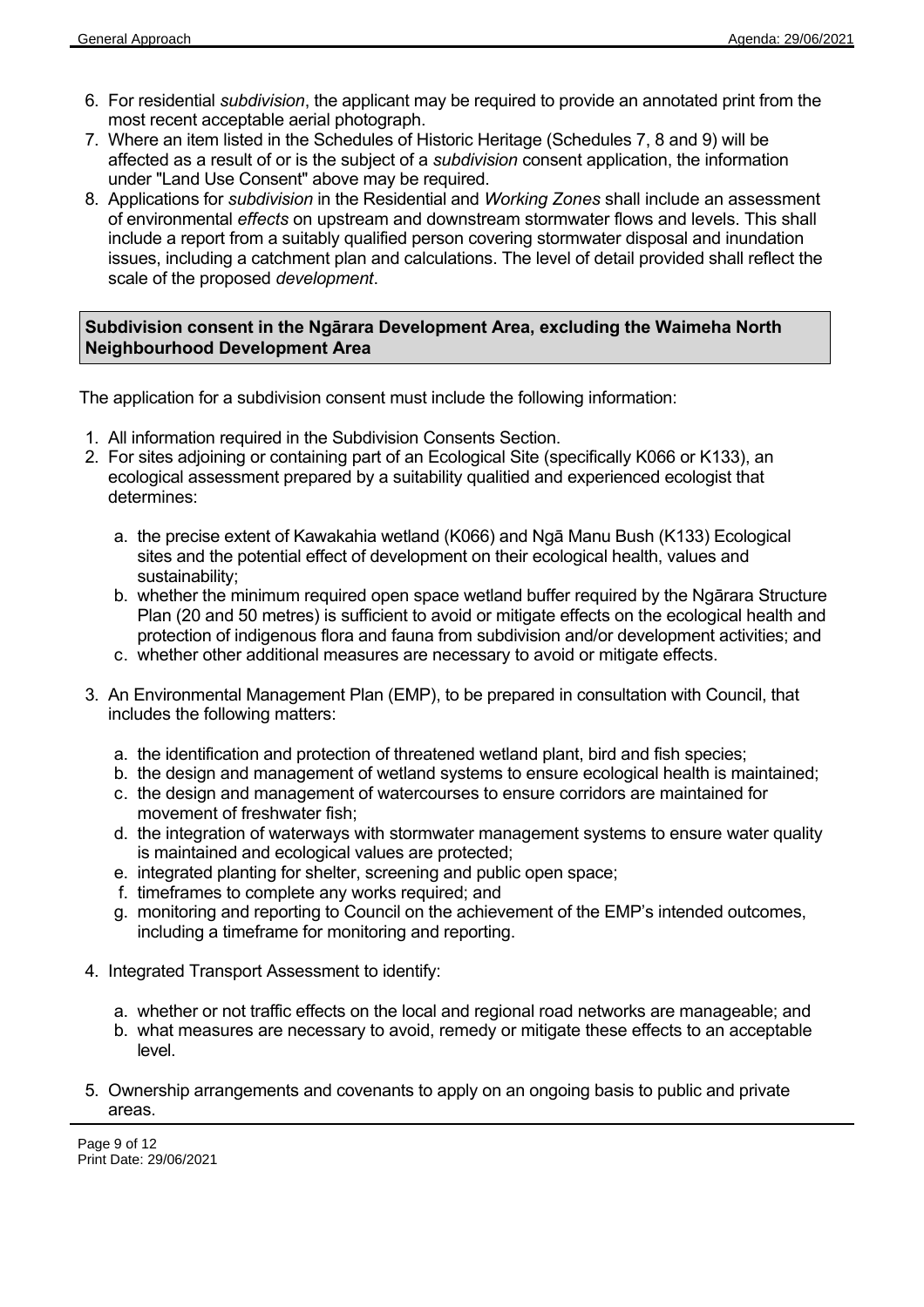6. For residential *subdivision*, the applicant may be required to provide an annotated print from the most recent acceptable aerial photograph.
7. Where an item listed in the Schedules of Historic Heritage (Schedules 7, 8 and 9) will be affected as a result of or is the subject of a *subdivision* consent application, the information under "Land Use Consent" above may be required.
8. Applications for *subdivision* in the Residential and *Working Zones* shall include an assessment of environmental *effects* on upstream and downstream stormwater flows and levels. This shall include a report from a suitably qualified person covering stormwater disposal and inundation issues, including a catchment plan and calculations. The level of detail provided shall reflect the scale of the proposed *development*.

**Subdivision consent in the Ngārara Development Area, excluding the Waimeha North Neighbourhood Development Area**

The application for a subdivision consent must include the following information:

1. All information required in the Subdivision Consents Section.
2. For sites adjoining or containing part of an Ecological Site (specifically K066 or K133), an ecological assessment prepared by a suitability qualitied and experienced ecologist that determines:
   a. the precise extent of Kawakahia wetland (K066) and Ngā Manu Bush (K133) Ecological sites and the potential effect of development on their ecological health, values and sustainability;
   b. whether the minimum required open space wetland buffer required by the Ngārara Structure Plan (20 and 50 metres) is sufficient to avoid or mitigate effects on the ecological health and protection of indigenous flora and fauna from subdivision and/or development activities; and
   c. whether other additional measures are necessary to avoid or mitigate effects.
3. An Environmental Management Plan (EMP), to be prepared in consultation with Council, that includes the following matters:
   a. the identification and protection of threatened wetland plant, bird and fish species;
   b. the design and management of wetland systems to ensure ecological health is maintained;
   c. the design and management of watercourses to ensure corridors are maintained for movement of freshwater fish;
   d. the integration of waterways with stormwater management systems to ensure water quality is maintained and ecological values are protected;
   e. integrated planting for shelter, screening and public open space;
   f. timeframes to complete any works required; and
   g. monitoring and reporting to Council on the achievement of the EMP's intended outcomes, including a timeframe for monitoring and reporting.
4. Integrated Transport Assessment to identify:
   a. whether or not traffic effects on the local and regional road networks are manageable; and
   b. what measures are necessary to avoid, remedy or mitigate these effects to an acceptable level.
5. Ownership arrangements and covenants to apply on an ongoing basis to public and private areas.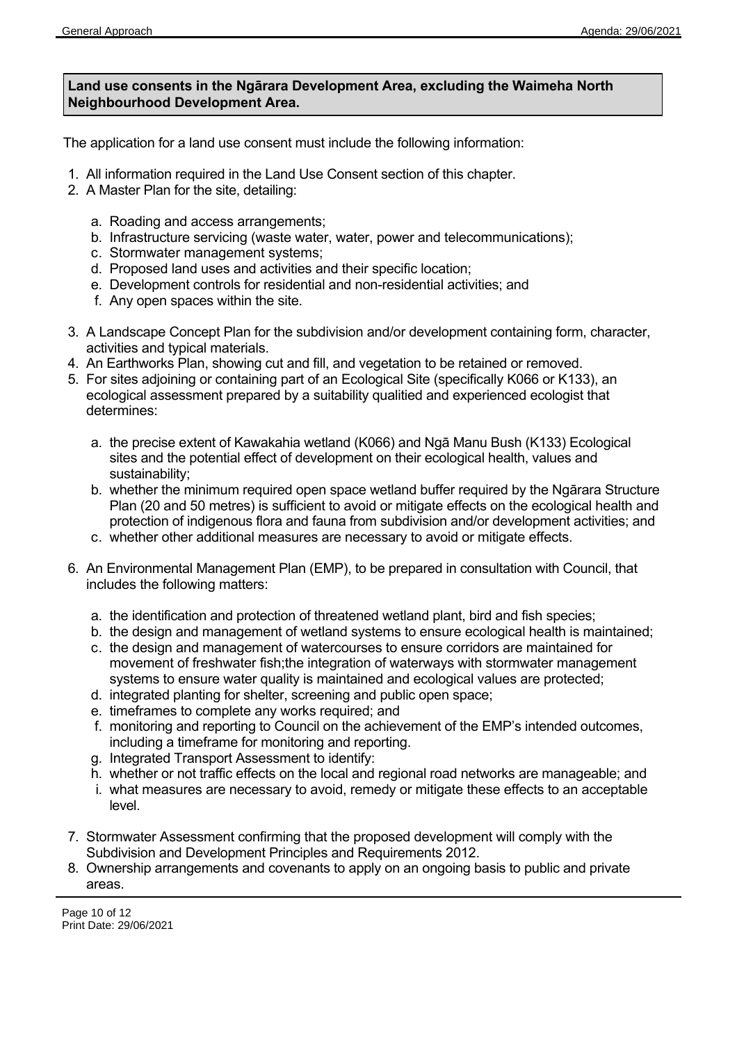**Land use consents in the Ngārara Development Area, excluding the Waimeha North Neighbourhood Development Area.**

The application for a land use consent must include the following information:

1. All information required in the Land Use Consent section of this chapter.
2. A Master Plan for the site, detailing:
    a. Roading and access arrangements;
    b. Infrastructure servicing (waste water, water, power and telecommunications);
    c. Stormwater management systems;
    d. Proposed land uses and activities and their specific location;
    e. Development controls for residential and non-residential activities; and
    f. Any open spaces within the site.
3. A Landscape Concept Plan for the subdivision and/or development containing form, character, activities and typical materials.
4. An Earthworks Plan, showing cut and fill, and vegetation to be retained or removed.
5. For sites adjoining or containing part of an Ecological Site (specifically K066 or K133), an ecological assessment prepared by a suitability qualitied and experienced ecologist that determines:
    a. the precise extent of Kawakahia wetland (K066) and Ngā Manu Bush (K133) Ecological sites and the potential effect of development on their ecological health, values and sustainability;
    b. whether the minimum required open space wetland buffer required by the Ngārara Structure Plan (20 and 50 metres) is sufficient to avoid or mitigate effects on the ecological health and protection of indigenous flora and fauna from subdivision and/or development activities; and
    c. whether other additional measures are necessary to avoid or mitigate effects.
6. An Environmental Management Plan (EMP), to be prepared in consultation with Council, that includes the following matters:
    a. the identification and protection of threatened wetland plant, bird and fish species;
    b. the design and management of wetland systems to ensure ecological health is maintained;
    c. the design and management of watercourses to ensure corridors are maintained for movement of freshwater fish;the integration of waterways with stormwater management systems to ensure water quality is maintained and ecological values are protected;
    d. integrated planting for shelter, screening and public open space;
    e. timeframes to complete any works required; and
    f. monitoring and reporting to Council on the achievement of the EMP's intended outcomes, including a timeframe for monitoring and reporting.
    g. Integrated Transport Assessment to identify:
    h. whether or not traffic effects on the local and regional road networks are manageable; and
    i. what measures are necessary to avoid, remedy or mitigate these effects to an acceptable level.
7. Stormwater Assessment confirming that the proposed development will comply with the Subdivision and Development Principles and Requirements 2012.
8. Ownership arrangements and covenants to apply on an ongoing basis to public and private areas.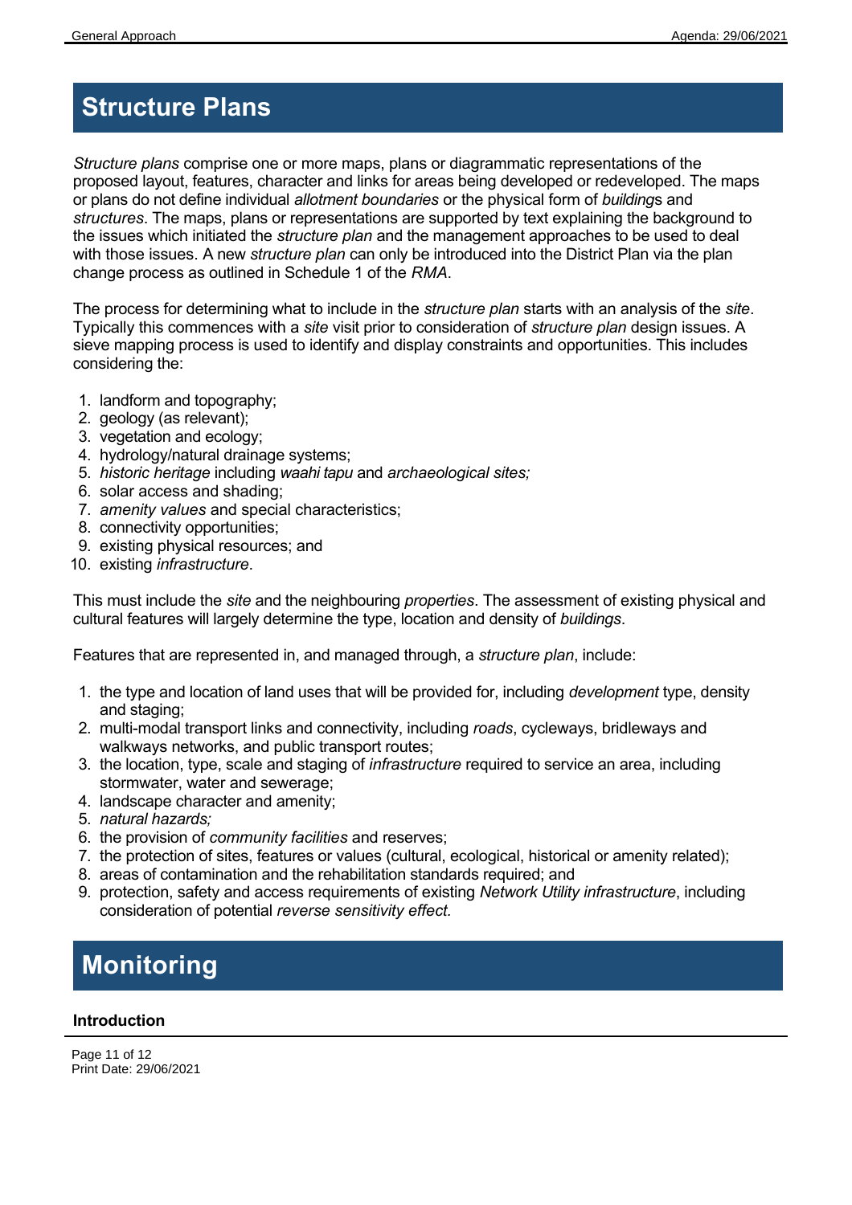# Structure Plans

*Structure plans* comprise one or more maps, plans or diagrammatic representations of the proposed layout, features, character and links for areas being developed or redeveloped. The maps or plans do not define individual *allotment boundaries* or the physical form of *building*s and *structures*. The maps, plans or representations are supported by text explaining the background to the issues which initiated the *structure plan* and the management approaches to be used to deal with those issues. A new *structure plan* can only be introduced into the District Plan via the plan change process as outlined in Schedule 1 of the *RMA*.

The process for determining what to include in the *structure plan* starts with an analysis of the *site*. Typically this commences with a *site* visit prior to consideration of *structure plan* design issues. A sieve mapping process is used to identify and display constraints and opportunities. This includes considering the:

1. landform and topography;
2. geology (as relevant);
3. vegetation and ecology;
4. hydrology/natural drainage systems;
5. *historic heritage* including *waahi tapu* and *archaeological sites;*
6. solar access and shading;
7. *amenity values* and special characteristics;
8. connectivity opportunities;
9. existing physical resources; and
10. existing *infrastructure*.

This must include the *site* and the neighbouring *properties*. The assessment of existing physical and cultural features will largely determine the type, location and density of *buildings*.

Features that are represented in, and managed through, a *structure plan*, include:

1. the type and location of land uses that will be provided for, including *development* type, density and staging;
2. multi-modal transport links and connectivity, including *roads*, cycleways, bridleways and walkways networks, and public transport routes;
3. the location, type, scale and staging of *infrastructure* required to service an area, including stormwater, water and sewerage;
4. landscape character and amenity;
5. *natural hazards;*
6. the provision of *community facilities* and reserves;
7. the protection of sites, features or values (cultural, ecological, historical or amenity related);
8. areas of contamination and the rehabilitation standards required; and
9. protection, safety and access requirements of existing *Network Utility infrastructure*, including consideration of potential *reverse sensitivity effect.*

# Monitoring

### Introduction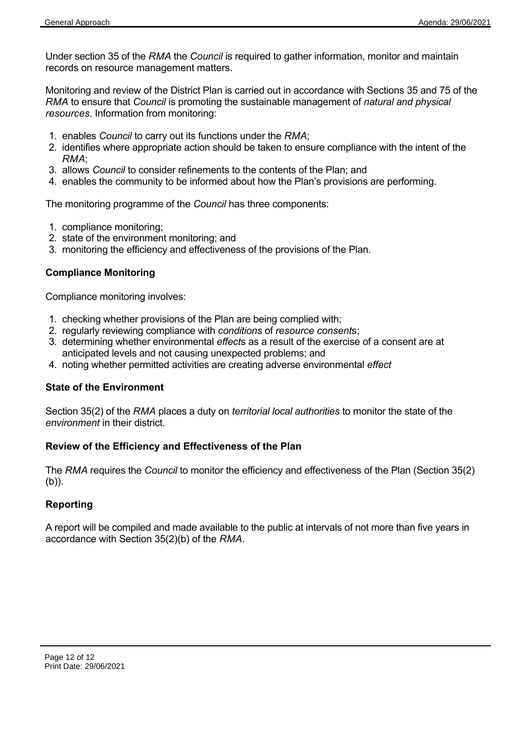Under section 35 of the *RMA* the *Council* is required to gather information, monitor and maintain records on resource management matters.

Monitoring and review of the District Plan is carried out in accordance with Sections 35 and 75 of the *RMA* to ensure that *Council* is promoting the sustainable management of *natural and physical resources*. Information from monitoring:

1. enables *Council* to carry out its functions under the *RMA*;
2. identifies where appropriate action should be taken to ensure compliance with the intent of the *RMA*;
3. allows *Council* to consider refinements to the contents of the Plan; and
4. enables the community to be informed about how the Plan's provisions are performing.

The monitoring programme of the *Council* has three components:

1. compliance monitoring;
2. state of the environment monitoring; and
3. monitoring the efficiency and effectiveness of the provisions of the Plan.

**Compliance Monitoring**

Compliance monitoring involves:

1. checking whether provisions of the Plan are being complied with;
2. regularly reviewing compliance with *conditions* of *resource consent*s;
3. determining whether environmental *effect*s as a result of the exercise of a consent are at anticipated levels and not causing unexpected problems; and
4. noting whether permitted activities are creating adverse environmental *effect*

**State of the Environment**

Section 35(2) of the *RMA* places a duty on *territorial local authorities* to monitor the state of the *environment* in their district.

**Review of the Efficiency and Effectiveness of the Plan**

The *RMA* requires the *Council* to monitor the efficiency and effectiveness of the Plan (Section 35(2)(b)).

**Reporting**

A report will be compiled and made available to the public at intervals of not more than five years in accordance with Section 35(2)(b) of the *RMA*.